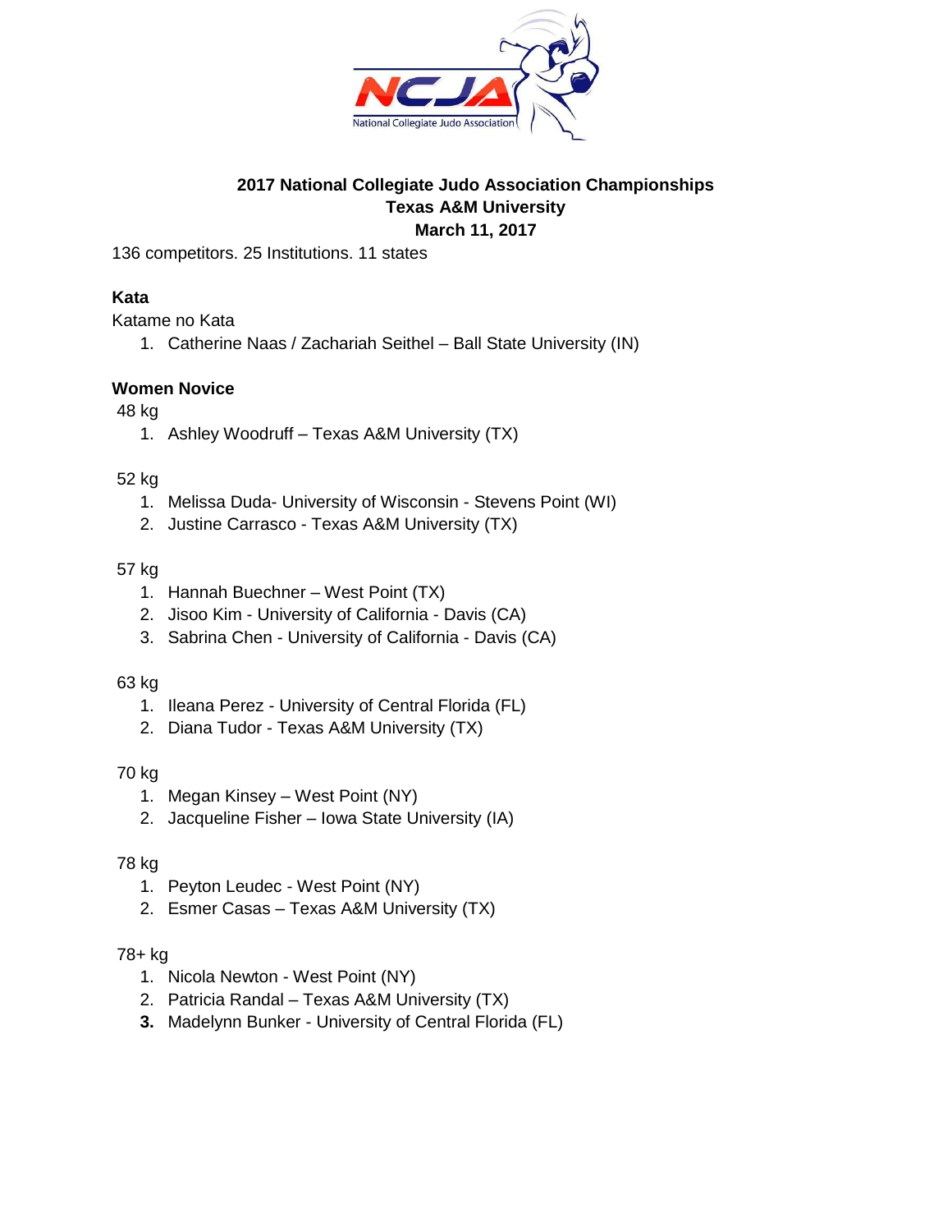# 2017 National Collegiate Judo Association Championships
## Texas A&M University
## March 11, 2017

136 competitors. 25 Institutions. 11 states

### Kata

Katame no Kata

1. Catherine Naas / Zachariah Seithel – Ball State University (IN)

### Women Novice

48 kg

1. Ashley Woodruff – Texas A&M University (TX)

52 kg

1. Melissa Duda- University of Wisconsin - Stevens Point (WI)
2. Justine Carrasco - Texas A&M University (TX)

57 kg

1. Hannah Buechner – West Point (TX)
2. Jisoo Kim - University of California - Davis (CA)
3. Sabrina Chen - University of California - Davis (CA)

63 kg

1. Ileana Perez - University of Central Florida (FL)
2. Diana Tudor - Texas A&M University (TX)

70 kg

1. Megan Kinsey – West Point (NY)
2. Jacqueline Fisher – Iowa State University (IA)

78 kg

1. Peyton Leudec - West Point (NY)
2. Esmer Casas – Texas A&M University (TX)

78+ kg

1. Nicola Newton - West Point (NY)
2. Patricia Randal – Texas A&M University (TX)
3. Madelynn Bunker - University of Central Florida (FL)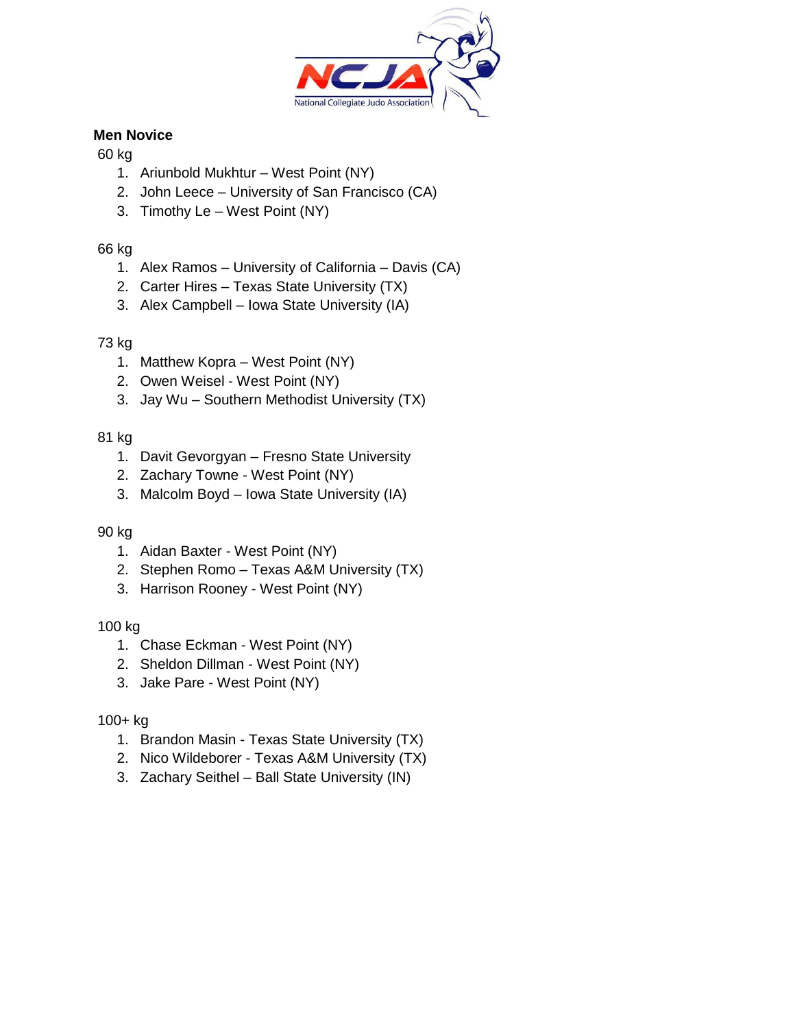## Men Novice

60 kg

1. Ariunbold Mukhtur – West Point (NY)
2. John Leece – University of San Francisco (CA)
3. Timothy Le – West Point (NY)

66 kg

1. Alex Ramos – University of California – Davis (CA)
2. Carter Hires – Texas State University (TX)
3. Alex Campbell – Iowa State University (IA)

73 kg

1. Matthew Kopra – West Point (NY)
2. Owen Weisel - West Point (NY)
3. Jay Wu – Southern Methodist University (TX)

81 kg

1. Davit Gevorgyan – Fresno State University
2. Zachary Towne - West Point (NY)
3. Malcolm Boyd – Iowa State University (IA)

90 kg

1. Aidan Baxter - West Point (NY)
2. Stephen Romo – Texas A&M University (TX)
3. Harrison Rooney - West Point (NY)

100 kg

1. Chase Eckman - West Point (NY)
2. Sheldon Dillman - West Point (NY)
3. Jake Pare - West Point (NY)

100+ kg

1. Brandon Masin - Texas State University (TX)
2. Nico Wildeborer - Texas A&M University (TX)
3. Zachary Seithel – Ball State University (IN)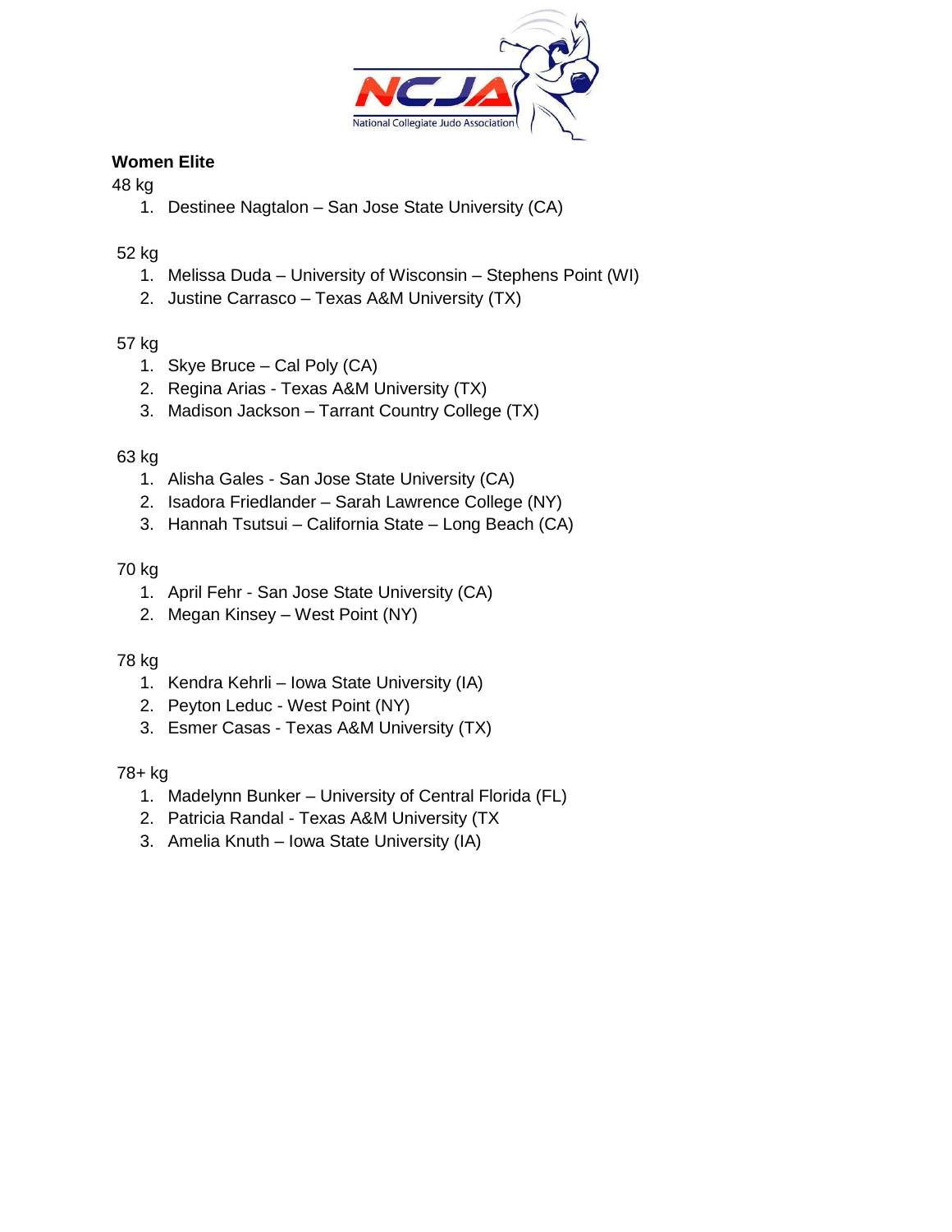**Women Elite**

48 kg

1. Destinee Nagtalon – San Jose State University (CA)

52 kg

1. Melissa Duda – University of Wisconsin – Stephens Point (WI)
2. Justine Carrasco – Texas A&M University (TX)

57 kg

1. Skye Bruce – Cal Poly (CA)
2. Regina Arias - Texas A&M University (TX)
3. Madison Jackson – Tarrant Country College (TX)

63 kg

1. Alisha Gales - San Jose State University (CA)
2. Isadora Friedlander – Sarah Lawrence College (NY)
3. Hannah Tsutsui – California State – Long Beach (CA)

70 kg

1. April Fehr - San Jose State University (CA)
2. Megan Kinsey – West Point (NY)

78 kg

1. Kendra Kehrli – Iowa State University (IA)
2. Peyton Leduc - West Point (NY)
3. Esmer Casas - Texas A&M University (TX)

78+ kg

1. Madelynn Bunker – University of Central Florida (FL)
2. Patricia Randal - Texas A&M University (TX
3. Amelia Knuth – Iowa State University (IA)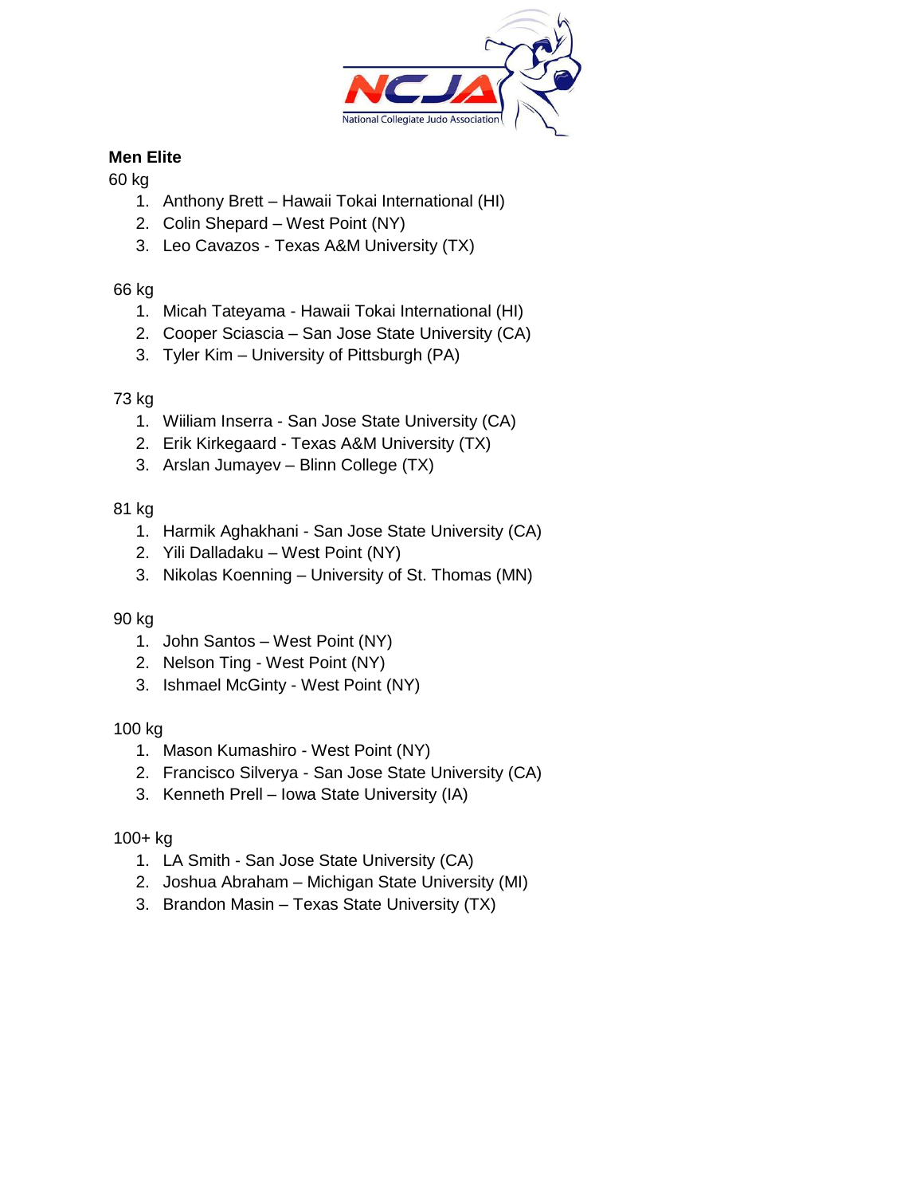**Men Elite**

60 kg

1. Anthony Brett – Hawaii Tokai International (HI)
2. Colin Shepard – West Point (NY)
3. Leo Cavazos - Texas A&M University (TX)

66 kg

1. Micah Tateyama - Hawaii Tokai International (HI)
2. Cooper Sciascia – San Jose State University (CA)
3. Tyler Kim – University of Pittsburgh (PA)

73 kg

1. Wiiliam Inserra - San Jose State University (CA)
2. Erik Kirkegaard - Texas A&M University (TX)
3. Arslan Jumayev – Blinn College (TX)

81 kg

1. Harmik Aghakhani - San Jose State University (CA)
2. Yili Dalladaku – West Point (NY)
3. Nikolas Koenning – University of St. Thomas (MN)

90 kg

1. John Santos – West Point (NY)
2. Nelson Ting - West Point (NY)
3. Ishmael McGinty - West Point (NY)

100 kg

1. Mason Kumashiro - West Point (NY)
2. Francisco Silverya - San Jose State University (CA)
3. Kenneth Prell – Iowa State University (IA)

100+ kg

1. LA Smith - San Jose State University (CA)
2. Joshua Abraham – Michigan State University (MI)
3. Brandon Masin – Texas State University (TX)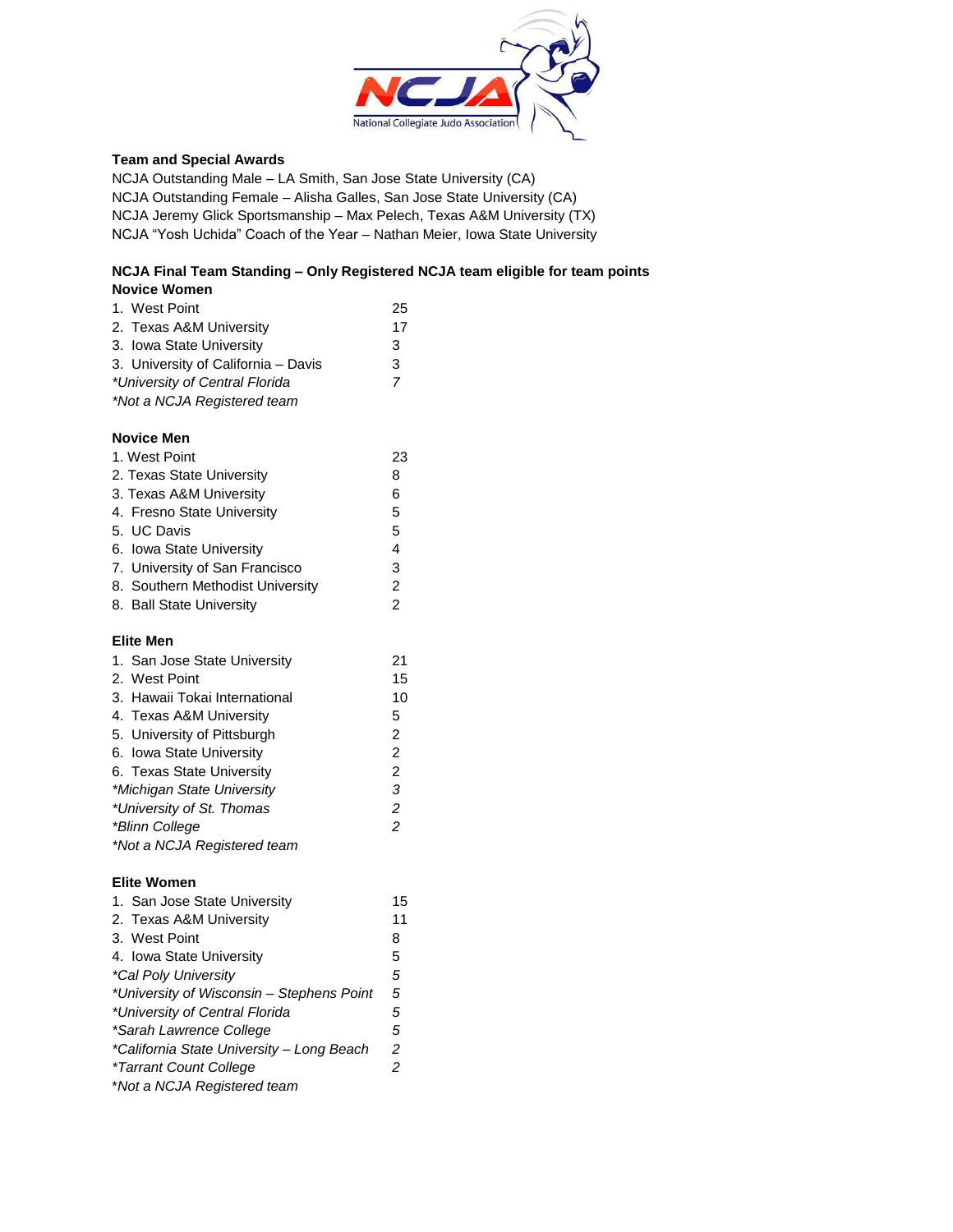**Team and Special Awards**

NCJA Outstanding Male – LA Smith, San Jose State University (CA)
NCJA Outstanding Female – Alisha Galles, San Jose State University (CA)
NCJA Jeremy Glick Sportsmanship – Max Pelech, Texas A&M University (TX)
NCJA "Yosh Uchida" Coach of the Year – Nathan Meier, Iowa State University

**NCJA Final Team Standing – Only Registered NCJA team eligible for team points**

**Novice Women**

| | |
|---|---|
| 1. West Point | 25 |
| 2. Texas A&M University | 17 |
| 3. Iowa State University | 3 |
| 3. University of California – Davis | 3 |
| *\*University of Central Florida* | *7* |

*\*Not a NCJA Registered team*

**Novice Men**

| | |
|---|---|
| 1. West Point | 23 |
| 2. Texas State University | 8 |
| 3. Texas A&M University | 6 |
| 4. Fresno State University | 5 |
| 5. UC Davis | 5 |
| 6. Iowa State University | 4 |
| 7. University of San Francisco | 3 |
| 8. Southern Methodist University | 2 |
| 8. Ball State University | 2 |

**Elite Men**

| | |
|---|---|
| 1. San Jose State University | 21 |
| 2. West Point | 15 |
| 3. Hawaii Tokai International | 10 |
| 4. Texas A&M University | 5 |
| 5. University of Pittsburgh | 2 |
| 6. Iowa State University | 2 |
| 6. Texas State University | 2 |
| *\*Michigan State University* | *3* |
| *\*University of St. Thomas* | *2* |
| *\*Blinn College* | *2* |

*\*Not a NCJA Registered team*

**Elite Women**

| | |
|---|---|
| 1. San Jose State University | 15 |
| 2. Texas A&M University | 11 |
| 3. West Point | 8 |
| 4. Iowa State University | 5 |
| *\*Cal Poly University* | *5* |
| *\*University of Wisconsin – Stephens Point* | *5* |
| *\*University of Central Florida* | *5* |
| *\*Sarah Lawrence College* | *5* |
| *\*California State University – Long Beach* | *2* |
| *\*Tarrant Count College* | *2* |

*\*Not a NCJA Registered team*